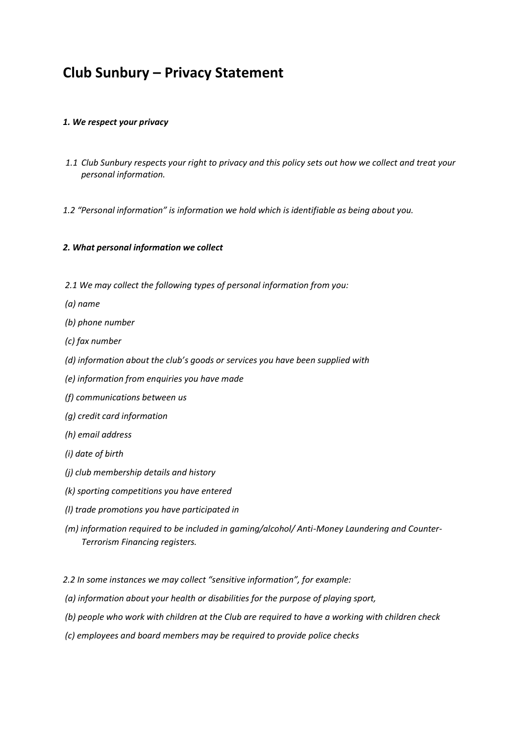# Club Sunbury – Privacy Statement

***1. We respect your privacy***

*1.1 Club Sunbury respects your right to privacy and this policy sets out how we collect and treat your personal information.*

*1.2 "Personal information" is information we hold which is identifiable as being about you.*

***2. What personal information we collect***

*2.1 We may collect the following types of personal information from you:*

*(a) name*

*(b) phone number*

*(c) fax number*

*(d) information about the club's goods or services you have been supplied with*

*(e) information from enquiries you have made*

*(f) communications between us*

*(g) credit card information*

*(h) email address*

*(i) date of birth*

*(j) club membership details and history*

*(k) sporting competitions you have entered*

*(l) trade promotions you have participated in*

*(m) information required to be included in gaming/alcohol/ Anti-Money Laundering and Counter-Terrorism Financing registers.*

*2.2 In some instances we may collect "sensitive information", for example:*

*(a) information about your health or disabilities for the purpose of playing sport,*

*(b) people who work with children at the Club are required to have a working with children check*

*(c) employees and board members may be required to provide police checks*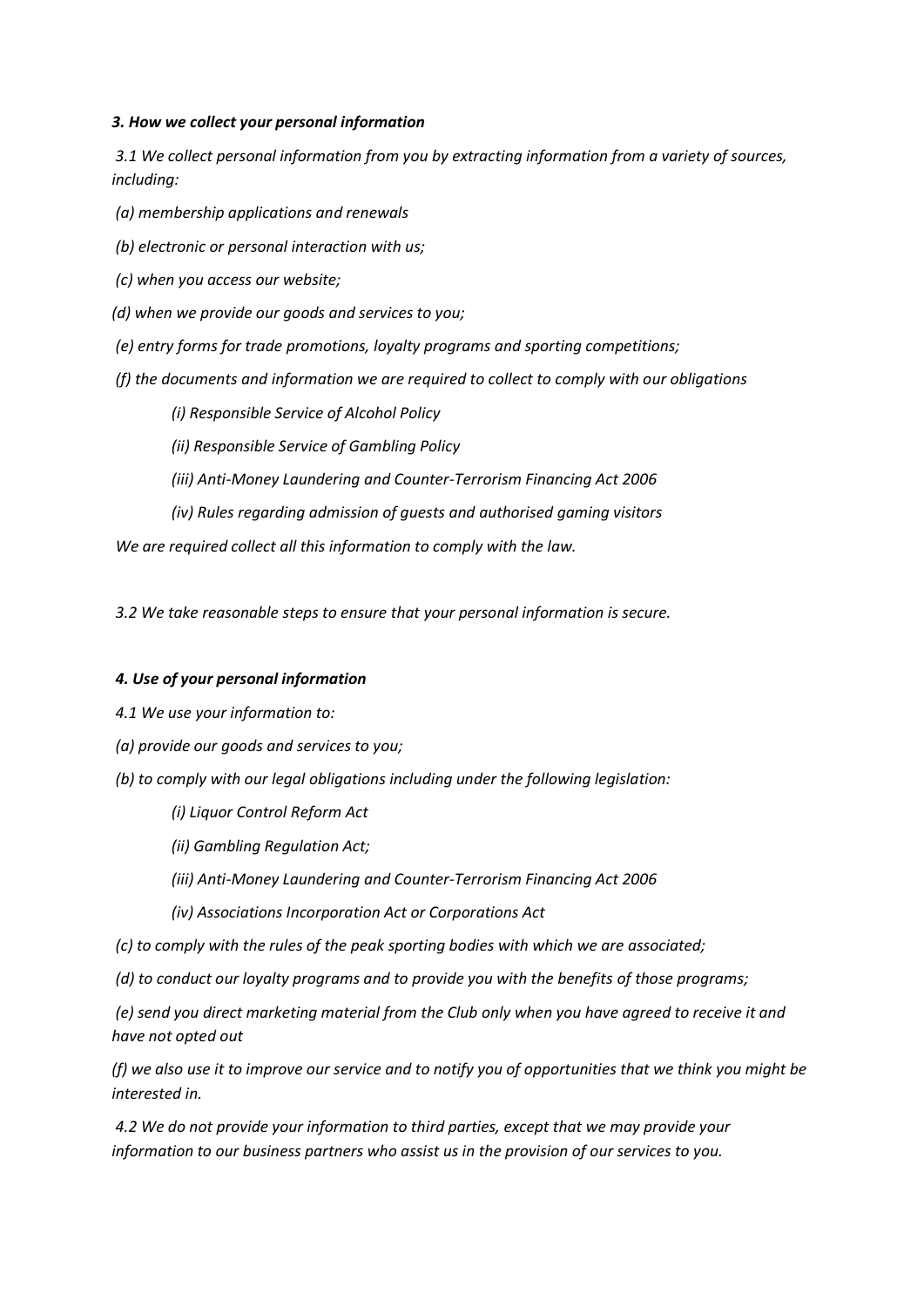### *3. How we collect your personal information*

*3.1 We collect personal information from you by extracting information from a variety of sources, including:*

*(a) membership applications and renewals*

*(b) electronic or personal interaction with us;*

*(c) when you access our website;*

*(d) when we provide our goods and services to you;*

*(e) entry forms for trade promotions, loyalty programs and sporting competitions;*

*(f) the documents and information we are required to collect to comply with our obligations*

- *(i) Responsible Service of Alcohol Policy*
- *(ii) Responsible Service of Gambling Policy*
- *(iii) Anti-Money Laundering and Counter-Terrorism Financing Act 2006*
- *(iv) Rules regarding admission of guests and authorised gaming visitors*

*We are required collect all this information to comply with the law.*

*3.2 We take reasonable steps to ensure that your personal information is secure.*

### *4. Use of your personal information*

*4.1 We use your information to:*

*(a) provide our goods and services to you;*

*(b) to comply with our legal obligations including under the following legislation:*

- *(i) Liquor Control Reform Act*
- *(ii) Gambling Regulation Act;*
- *(iii) Anti-Money Laundering and Counter-Terrorism Financing Act 2006*
- *(iv) Associations Incorporation Act or Corporations Act*

*(c) to comply with the rules of the peak sporting bodies with which we are associated;*

*(d) to conduct our loyalty programs and to provide you with the benefits of those programs;*

*(e) send you direct marketing material from the Club only when you have agreed to receive it and have not opted out*

*(f) we also use it to improve our service and to notify you of opportunities that we think you might be interested in.*

*4.2 We do not provide your information to third parties, except that we may provide your information to our business partners who assist us in the provision of our services to you.*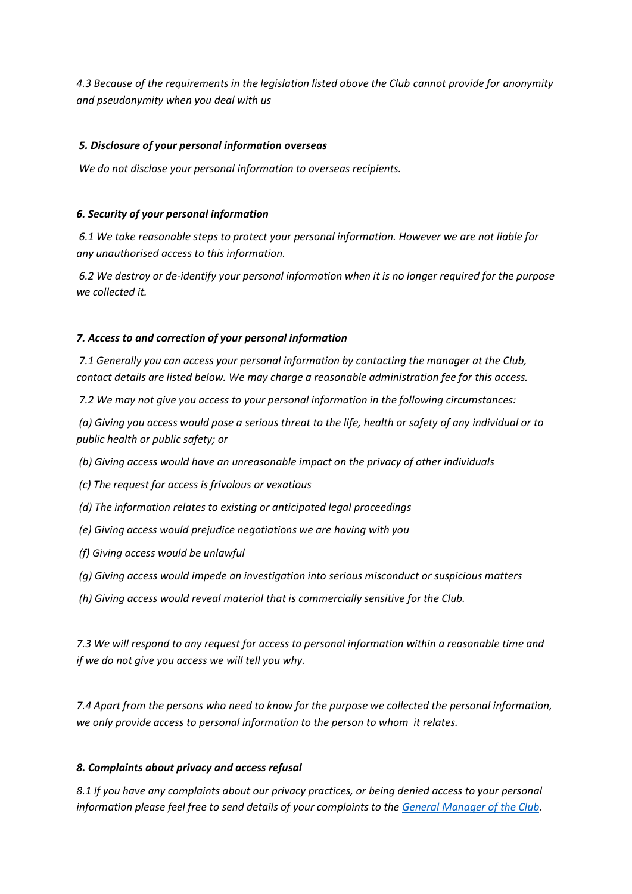*4.3 Because of the requirements in the legislation listed above the Club cannot provide for anonymity and pseudonymity when you deal with us*

***5. Disclosure of your personal information overseas***

*We do not disclose your personal information to overseas recipients.*

***6. Security of your personal information***

*6.1 We take reasonable steps to protect your personal information. However we are not liable for any unauthorised access to this information.*

*6.2 We destroy or de-identify your personal information when it is no longer required for the purpose we collected it.*

***7. Access to and correction of your personal information***

*7.1 Generally you can access your personal information by contacting the manager at the Club, contact details are listed below. We may charge a reasonable administration fee for this access.*

*7.2 We may not give you access to your personal information in the following circumstances:*

*(a) Giving you access would pose a serious threat to the life, health or safety of any individual or to public health or public safety; or*

*(b) Giving access would have an unreasonable impact on the privacy of other individuals*

*(c) The request for access is frivolous or vexatious*

*(d) The information relates to existing or anticipated legal proceedings*

*(e) Giving access would prejudice negotiations we are having with you*

*(f) Giving access would be unlawful*

*(g) Giving access would impede an investigation into serious misconduct or suspicious matters*

*(h) Giving access would reveal material that is commercially sensitive for the Club.*

*7.3 We will respond to any request for access to personal information within a reasonable time and if we do not give you access we will tell you why.*

*7.4 Apart from the persons who need to know for the purpose we collected the personal information, we only provide access to personal information to the person to whom it relates.*

***8. Complaints about privacy and access refusal***

*8.1 If you have any complaints about our privacy practices, or being denied access to your personal information please feel free to send details of your complaints to the General Manager of the Club.*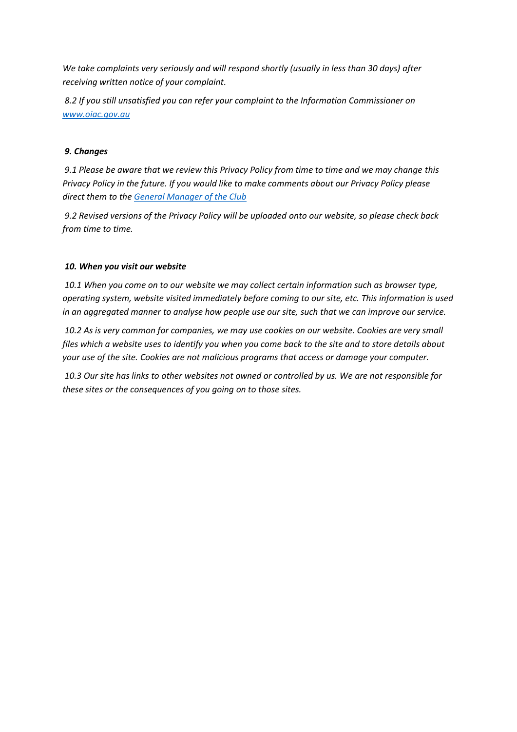*We take complaints very seriously and will respond shortly (usually in less than 30 days) after receiving written notice of your complaint.*

*8.2 If you still unsatisfied you can refer your complaint to the Information Commissioner on [www.oiac.gov.au](http://www.oiac.gov.au)*

***9. Changes***

*9.1 Please be aware that we review this Privacy Policy from time to time and we may change this Privacy Policy in the future. If you would like to make comments about our Privacy Policy please direct them to the General Manager of the Club*

*9.2 Revised versions of the Privacy Policy will be uploaded onto our website, so please check back from time to time.*

***10. When you visit our website***

*10.1 When you come on to our website we may collect certain information such as browser type, operating system, website visited immediately before coming to our site, etc. This information is used in an aggregated manner to analyse how people use our site, such that we can improve our service.*

*10.2 As is very common for companies, we may use cookies on our website. Cookies are very small files which a website uses to identify you when you come back to the site and to store details about your use of the site. Cookies are not malicious programs that access or damage your computer.*

*10.3 Our site has links to other websites not owned or controlled by us. We are not responsible for these sites or the consequences of you going on to those sites.*